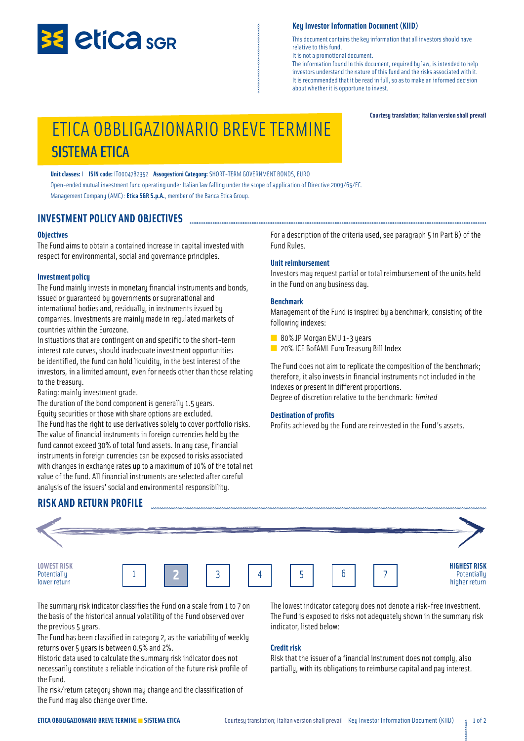etica SGR

**Key Investor Information Document (KIID)**

This document contains the key information that all investors should have relative to this fund.
It is not a promotional document.
The information found in this document, required by law, is intended to help investors understand the nature of this fund and the risks associated with it. It is recommended that it be read in full, so as to make an informed decision about whether it is opportune to invest.

**Courtesy translation; Italian version shall prevail**

# ETICA OBBLIGAZIONARIO BREVE TERMINE
## SISTEMA ETICA

**Unit classes:** I **ISIN code:** IT0004782352 **Assogestioni Category:** SHORT-TERM GOVERNMENT BONDS, EURO
Open-ended mutual investment fund operating under Italian law falling under the scope of application of Directive 2009/65/EC.
Management Company (AMC): **Etica SGR S.p.A.**, member of the Banca Etica Group.

## INVESTMENT POLICY AND OBJECTIVES

### Objectives

The Fund aims to obtain a contained increase in capital invested with respect for environmental, social and governance principles.

### Investment policy

The Fund mainly invests in monetary financial instruments and bonds, issued or guaranteed by governments or supranational and international bodies and, residually, in instruments issued by companies. Investments are mainly made in regulated markets of countries within the Eurozone.
In situations that are contingent on and specific to the short-term interest rate curves, should inadequate investment opportunities be identified, the fund can hold liquidity, in the best interest of the investors, in a limited amount, even for needs other than those relating to the treasury.
Rating: mainly investment grade.
The duration of the bond component is generally 1.5 years.
Equity securities or those with share options are excluded.
The Fund has the right to use derivatives solely to cover portfolio risks.
The value of financial instruments in foreign currencies held by the fund cannot exceed 30% of total fund assets. In any case, financial instruments in foreign currencies can be exposed to risks associated with changes in exchange rates up to a maximum of 10% of the total net value of the fund. All financial instruments are selected after careful analysis of the issuers' social and environmental responsibility.
For a description of the criteria used, see paragraph 5 in Part B) of the Fund Rules.

### Unit reimbursement

Investors may request partial or total reimbursement of the units held in the Fund on any business day.

### Benchmark

Management of the Fund is inspired by a benchmark, consisting of the following indexes:

- 80% JP Morgan EMU 1-3 years
- 20% ICE BofAML Euro Treasury Bill Index

The Fund does not aim to replicate the composition of the benchmark; therefore, it also invests in financial instruments not included in the indexes or present in different proportions.
Degree of discretion relative to the benchmark: *limited*

### Destination of profits

Profits achieved by the Fund are reinvested in the Fund's assets.

## RISK AND RETURN PROFILE

| LOWEST RISK Potentially lower return | 1 | **2** | 3 | 4 | 5 | 6 | 7 | HIGHEST RISK Potentially higher return |
|---|---|---|---|---|---|---|---|---|

The summary risk indicator classifies the Fund on a scale from 1 to 7 on the basis of the historical annual volatility of the Fund observed over the previous 5 years.
The Fund has been classified in category 2, as the variability of weekly returns over 5 years is between 0.5% and 2%.
Historic data used to calculate the summary risk indicator does not necessarily constitute a reliable indication of the future risk profile of the Fund.
The risk/return category shown may change and the classification of the Fund may also change over time.
The lowest indicator category does not denote a risk-free investment.
The Fund is exposed to risks not adequately shown in the summary risk indicator, listed below:

### Credit risk

Risk that the issuer of a financial instrument does not comply, also partially, with its obligations to reimburse capital and pay interest.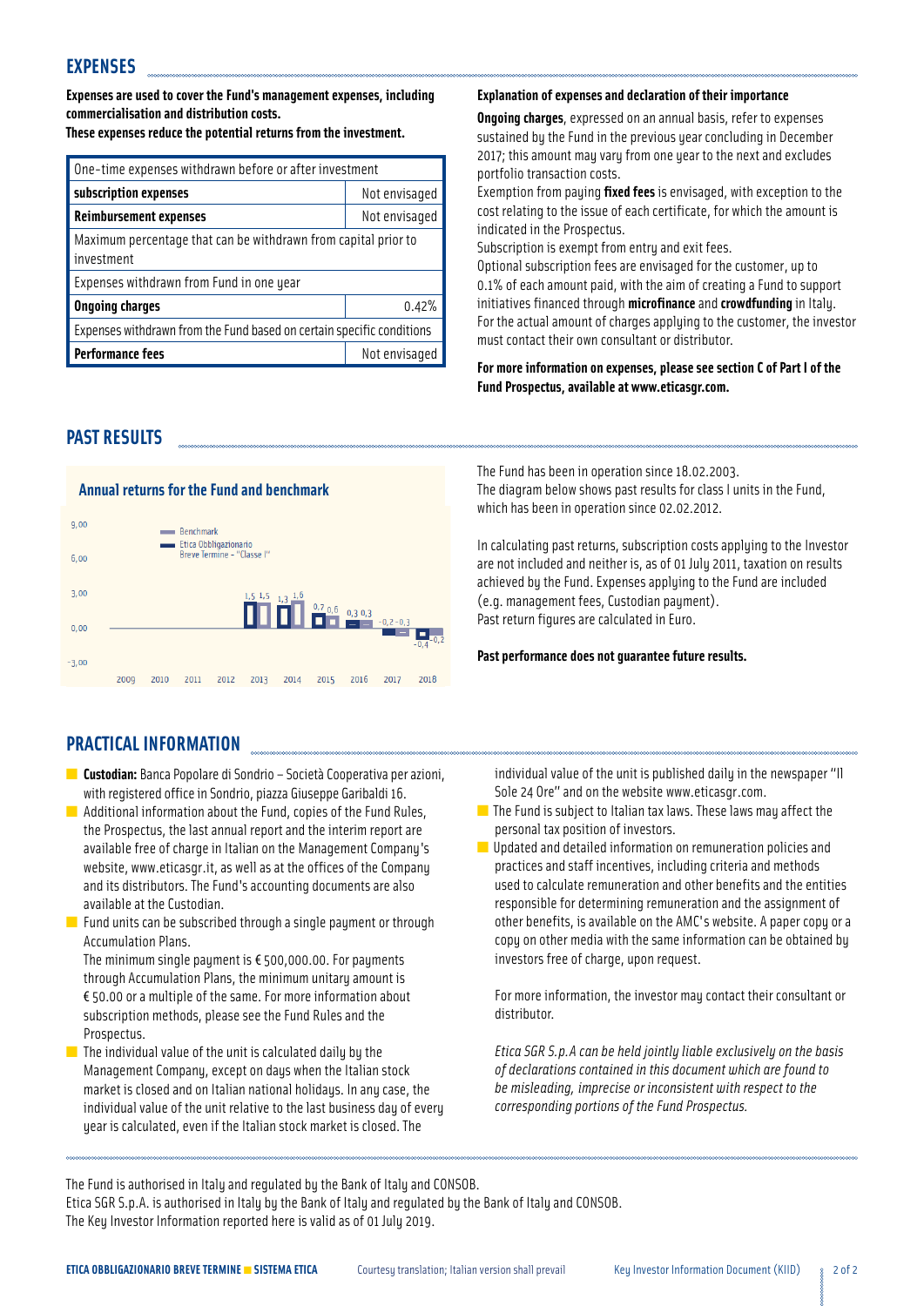## EXPENSES

**Expenses are used to cover the Fund's management expenses, including commercialisation and distribution costs.**
**These expenses reduce the potential returns from the investment.**

| | |
|---|---|
| One-time expenses withdrawn before or after investment | |
| **subscription expenses** | Not envisaged |
| **Reimbursement expenses** | Not envisaged |
| Maximum percentage that can be withdrawn from capital prior to investment | |
| Expenses withdrawn from Fund in one year | |
| **Ongoing charges** | 0.42% |
| Expenses withdrawn from the Fund based on certain specific conditions | |
| **Performance fees** | Not envisaged |

**Explanation of expenses and declaration of their importance**

**Ongoing charges**, expressed on an annual basis, refer to expenses sustained by the Fund in the previous year concluding in December 2017; this amount may vary from one year to the next and excludes portfolio transaction costs.
Exemption from paying **fixed fees** is envisaged, with exception to the cost relating to the issue of each certificate, for which the amount is indicated in the Prospectus.
Subscription is exempt from entry and exit fees.
Optional subscription fees are envisaged for the customer, up to 0.1% of each amount paid, with the aim of creating a Fund to support initiatives financed through **microfinance** and **crowdfunding** in Italy.
For the actual amount of charges applying to the customer, the investor must contact their own consultant or distributor.

**For more information on expenses, please see section C of Part I of the Fund Prospectus, available at www.eticasgr.com.**

## PAST RESULTS

**Annual returns for the Fund and benchmark**

Benchmark
Etica Obbligazionario Breve Termine - "Classe I"

9,00
6,00
3,00
0,00
-3,00

1,5 1,5 1,3 1,6 0,7 0,6 0,3 0,3 -0,2 -0,3 -0,4 -0,2

2009 2010 2011 2012 2013 2014 2015 2016 2017 2018

The Fund has been in operation since 18.02.2003.
The diagram below shows past results for class I units in the Fund, which has been in operation since 02.02.2012.

In calculating past returns, subscription costs applying to the Investor are not included and neither is, as of 01 July 2011, taxation on results achieved by the Fund. Expenses applying to the Fund are included (e.g. management fees, Custodian payment).
Past return figures are calculated in Euro.

**Past performance does not guarantee future results.**

## PRACTICAL INFORMATION

- **Custodian:** Banca Popolare di Sondrio – Società Cooperativa per azioni, with registered office in Sondrio, piazza Giuseppe Garibaldi 16.
- Additional information about the Fund, copies of the Fund Rules, the Prospectus, the last annual report and the interim report are available free of charge in Italian on the Management Company's website, www.eticasgr.it, as well as at the offices of the Company and its distributors. The Fund's accounting documents are also available at the Custodian.
- Fund units can be subscribed through a single payment or through Accumulation Plans.
  The minimum single payment is € 500,000.00. For payments through Accumulation Plans, the minimum unitary amount is € 50.00 or a multiple of the same. For more information about subscription methods, please see the Fund Rules and the Prospectus.
- The individual value of the unit is calculated daily by the Management Company, except on days when the Italian stock market is closed and on Italian national holidays. In any case, the individual value of the unit relative to the last business day of every year is calculated, even if the Italian stock market is closed. The individual value of the unit is published daily in the newspaper "Il Sole 24 Ore" and on the website www.eticasgr.com.
- The Fund is subject to Italian tax laws. These laws may affect the personal tax position of investors.
- Updated and detailed information on remuneration policies and practices and staff incentives, including criteria and methods used to calculate remuneration and other benefits and the entities responsible for determining remuneration and the assignment of other benefits, is available on the AMC's website. A paper copy or a copy on other media with the same information can be obtained by investors free of charge, upon request.

For more information, the investor may contact their consultant or distributor.

*Etica SGR S.p.A can be held jointly liable exclusively on the basis of declarations contained in this document which are found to be misleading, imprecise or inconsistent with respect to the corresponding portions of the Fund Prospectus.*

The Fund is authorised in Italy and regulated by the Bank of Italy and CONSOB.
Etica SGR S.p.A. is authorised in Italy by the Bank of Italy and regulated by the Bank of Italy and CONSOB.
The Key Investor Information reported here is valid as of 01 July 2019.